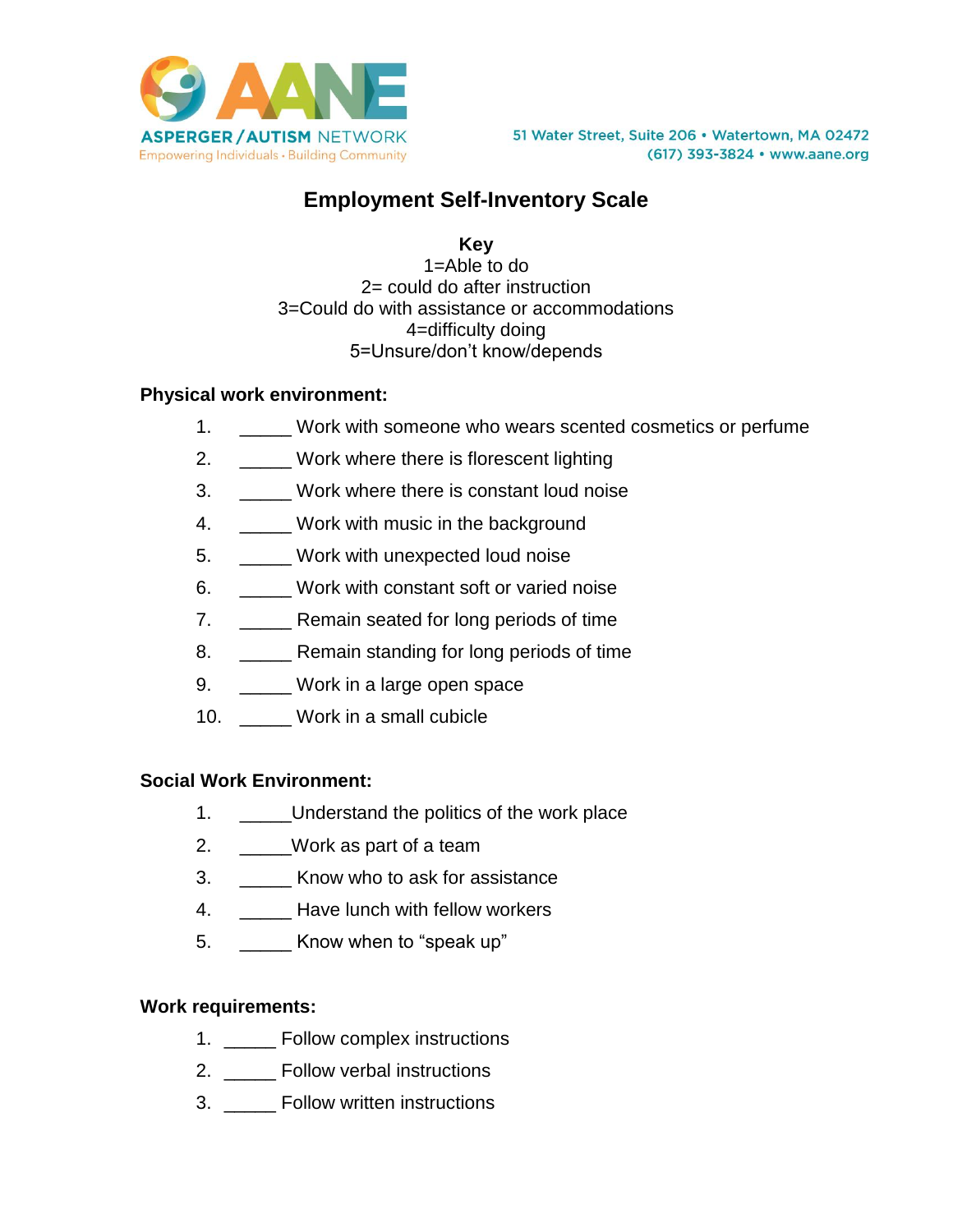ASPERGER / AUTISM NETWORK
Empowering Individuals • Building Community

51 Water Street, Suite 206 • Watertown, MA 02472
(617) 393-3824 • www.aane.org

# Employment Self-Inventory Scale

**Key**
1=Able to do
2= could do after instruction
3=Could do with assistance or accommodations
4=difficulty doing
5=Unsure/don't know/depends

**Physical work environment:**

1. _____ Work with someone who wears scented cosmetics or perfume
2. _____ Work where there is florescent lighting
3. _____ Work where there is constant loud noise
4. _____ Work with music in the background
5. _____ Work with unexpected loud noise
6. _____ Work with constant soft or varied noise
7. _____ Remain seated for long periods of time
8. _____ Remain standing for long periods of time
9. _____ Work in a large open space
10. _____ Work in a small cubicle

**Social Work Environment:**

1. _____Understand the politics of the work place
2. _____Work as part of a team
3. _____ Know who to ask for assistance
4. _____ Have lunch with fellow workers
5. _____ Know when to "speak up"

**Work requirements:**

1. _____ Follow complex instructions
2. _____ Follow verbal instructions
3. _____ Follow written instructions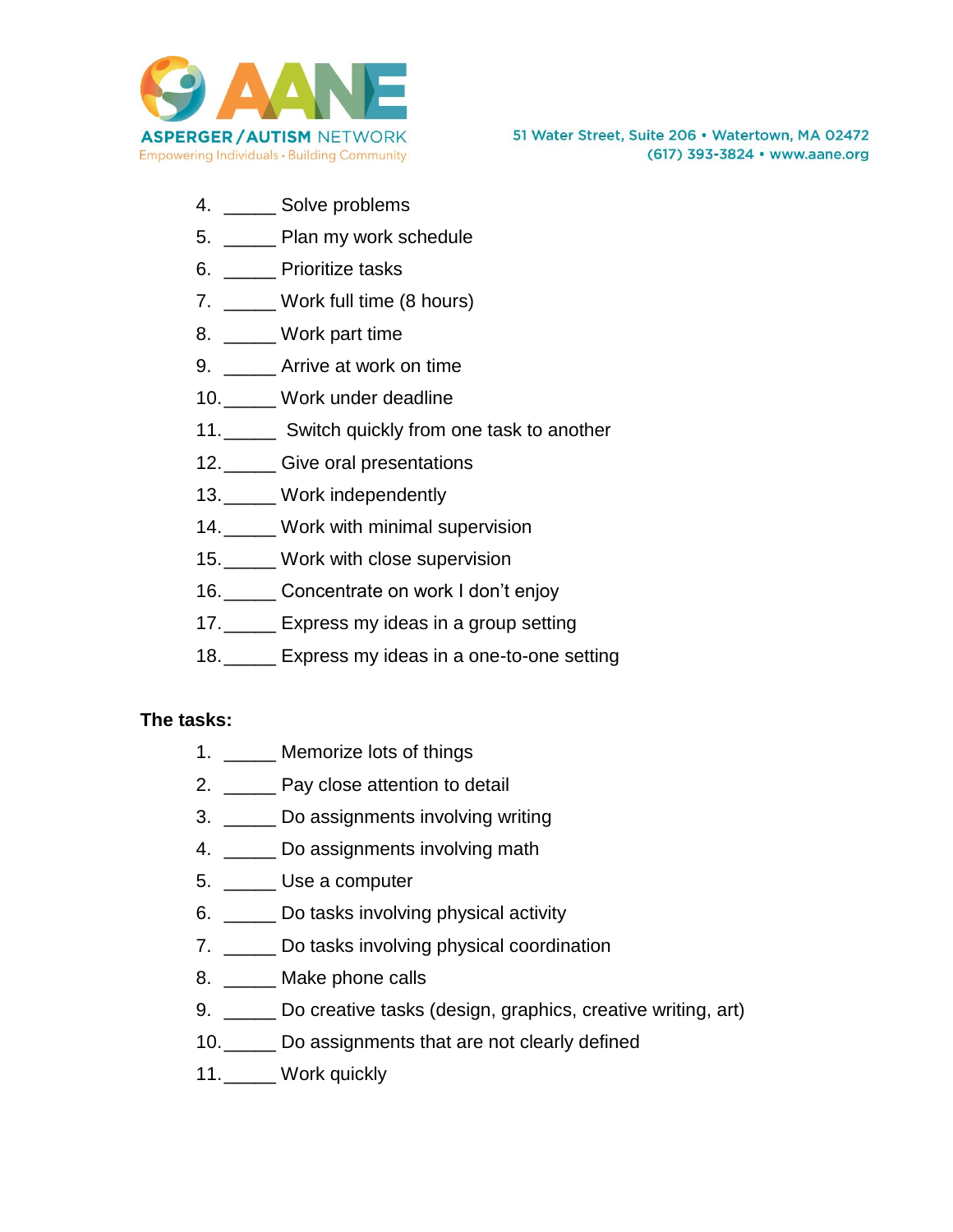4. _____ Solve problems
5. _____ Plan my work schedule
6. _____ Prioritize tasks
7. _____ Work full time (8 hours)
8. _____ Work part time
9. _____ Arrive at work on time
10. _____ Work under deadline
11. _____ Switch quickly from one task to another
12. _____ Give oral presentations
13. _____ Work independently
14. _____ Work with minimal supervision
15. _____ Work with close supervision
16. _____ Concentrate on work I don't enjoy
17. _____ Express my ideas in a group setting
18. _____ Express my ideas in a one-to-one setting

**The tasks:**

1. _____ Memorize lots of things
2. _____ Pay close attention to detail
3. _____ Do assignments involving writing
4. _____ Do assignments involving math
5. _____ Use a computer
6. _____ Do tasks involving physical activity
7. _____ Do tasks involving physical coordination
8. _____ Make phone calls
9. _____ Do creative tasks (design, graphics, creative writing, art)
10. _____ Do assignments that are not clearly defined
11. _____ Work quickly